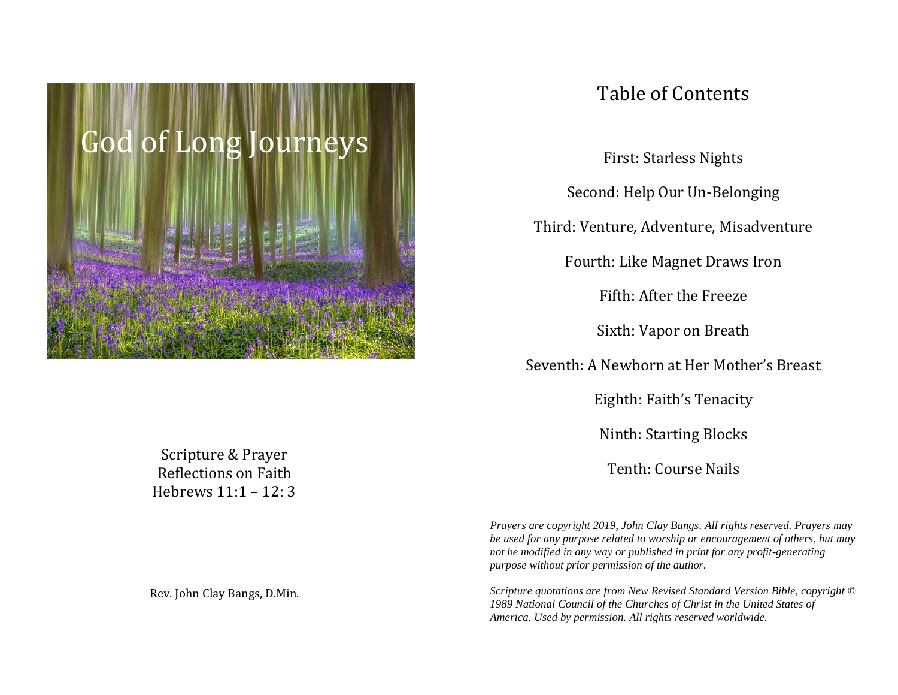# God of Long Journeys

Scripture & Prayer
Reflections on Faith
Hebrews 11:1 – 12: 3

Rev. John Clay Bangs, D.Min.

## Table of Contents

First: Starless Nights

Second: Help Our Un-Belonging

Third: Venture, Adventure, Misadventure

Fourth: Like Magnet Draws Iron

Fifth: After the Freeze

Sixth: Vapor on Breath

Seventh: A Newborn at Her Mother's Breast

Eighth: Faith's Tenacity

Ninth: Starting Blocks

Tenth: Course Nails

*Prayers are copyright 2019, John Clay Bangs. All rights reserved. Prayers may be used for any purpose related to worship or encouragement of others, but may not be modified in any way or published in print for any profit-generating purpose without prior permission of the author.*

*Scripture quotations are from New Revised Standard Version Bible, copyright © 1989 National Council of the Churches of Christ in the United States of America. Used by permission. All rights reserved worldwide.*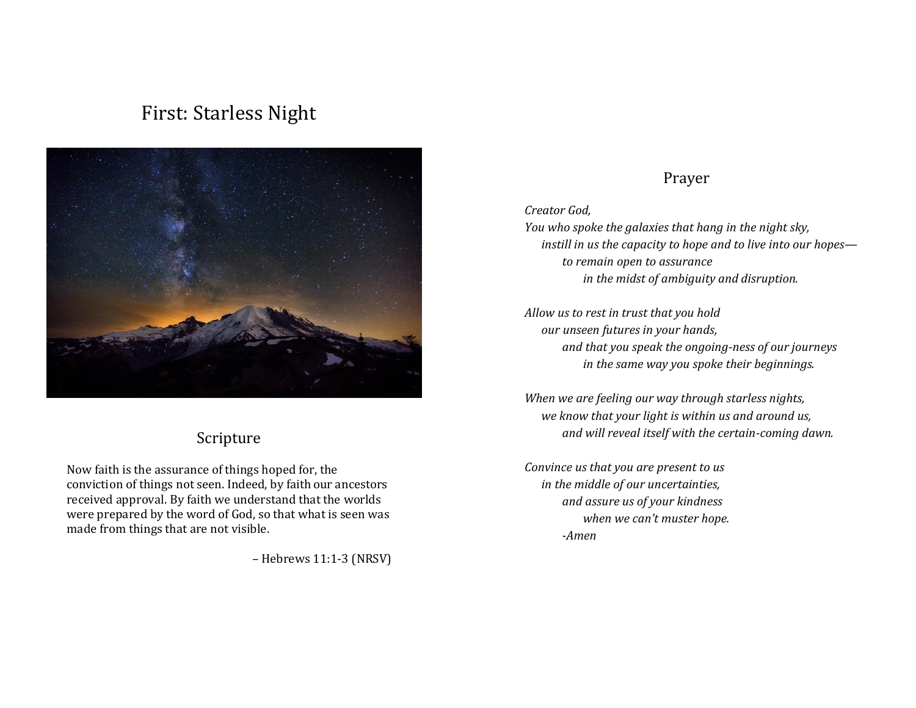# First: Starless Night

## Scripture

Now faith is the assurance of things hoped for, the conviction of things not seen. Indeed, by faith our ancestors received approval. By faith we understand that the worlds were prepared by the word of God, so that what is seen was made from things that are not visible.

– Hebrews 11:1-3 (NRSV)

## Prayer

*Creator God,*
*You who spoke the galaxies that hang in the night sky,*
*instill in us the capacity to hope and to live into our hopes—*
*to remain open to assurance*
*in the midst of ambiguity and disruption.*

*Allow us to rest in trust that you hold*
*our unseen futures in your hands,*
*and that you speak the ongoing-ness of our journeys*
*in the same way you spoke their beginnings.*

*When we are feeling our way through starless nights,*
*we know that your light is within us and around us,*
*and will reveal itself with the certain-coming dawn.*

*Convince us that you are present to us*
*in the middle of our uncertainties,*
*and assure us of your kindness*
*when we can't muster hope.*
*-Amen*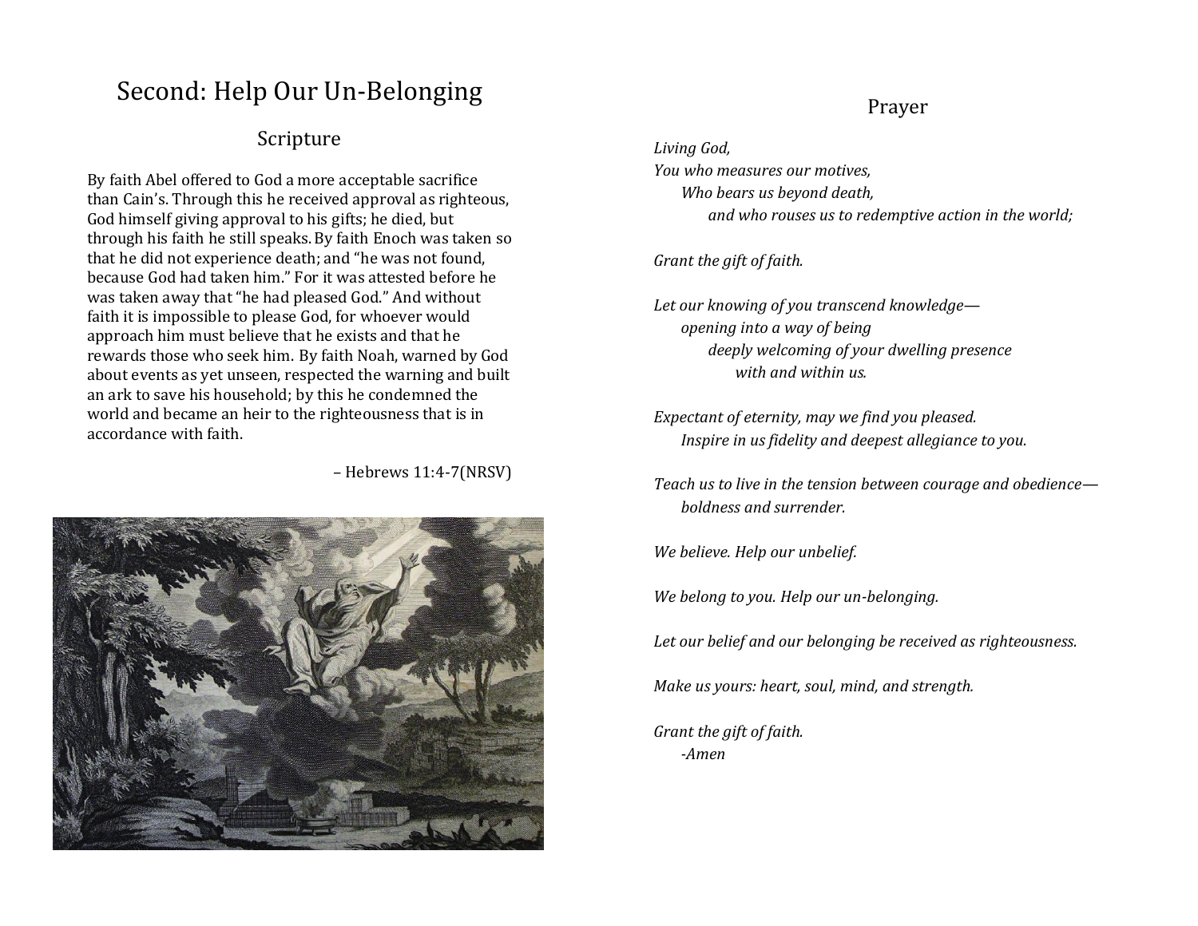# Second: Help Our Un-Belonging

## Scripture

By faith Abel offered to God a more acceptable sacrifice than Cain's. Through this he received approval as righteous, God himself giving approval to his gifts; he died, but through his faith he still speaks. By faith Enoch was taken so that he did not experience death; and "he was not found, because God had taken him." For it was attested before he was taken away that "he had pleased God." And without faith it is impossible to please God, for whoever would approach him must believe that he exists and that he rewards those who seek him. By faith Noah, warned by God about events as yet unseen, respected the warning and built an ark to save his household; by this he condemned the world and became an heir to the righteousness that is in accordance with faith.

– Hebrews 11:4-7(NRSV)

## Prayer

*Living God,*
*You who measures our motives,*
*Who bears us beyond death,*
*and who rouses us to redemptive action in the world;*

*Grant the gift of faith.*

*Let our knowing of you transcend knowledge—*
*opening into a way of being*
*deeply welcoming of your dwelling presence*
*with and within us.*

*Expectant of eternity, may we find you pleased.*
*Inspire in us fidelity and deepest allegiance to you.*

*Teach us to live in the tension between courage and obedience—*
*boldness and surrender.*

*We believe. Help our unbelief.*

*We belong to you. Help our un-belonging.*

*Let our belief and our belonging be received as righteousness.*

*Make us yours: heart, soul, mind, and strength.*

*Grant the gift of faith.*
*-Amen*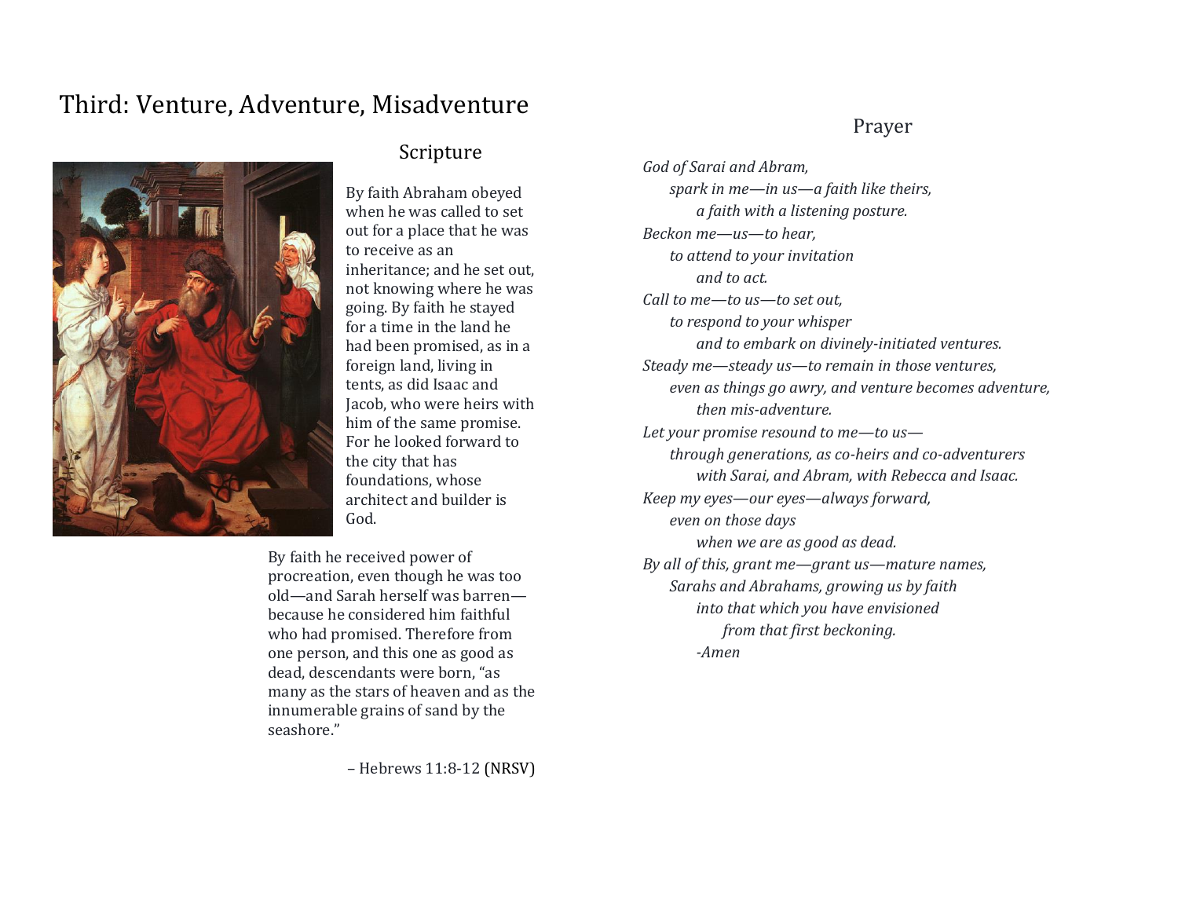# Third: Venture, Adventure, Misadventure

## Scripture

By faith Abraham obeyed when he was called to set out for a place that he was to receive as an inheritance; and he set out, not knowing where he was going. By faith he stayed for a time in the land he had been promised, as in a foreign land, living in tents, as did Isaac and Jacob, who were heirs with him of the same promise. For he looked forward to the city that has foundations, whose architect and builder is God.

By faith he received power of procreation, even though he was too old—and Sarah herself was barren—because he considered him faithful who had promised. Therefore from one person, and this one as good as dead, descendants were born, "as many as the stars of heaven and as the innumerable grains of sand by the seashore."

– Hebrews 11:8-12 (NRSV)

## Prayer

*God of Sarai and Abram,*
*spark in me—in us—a faith like theirs,*
*a faith with a listening posture.*
*Beckon me—us—to hear,*
*to attend to your invitation*
*and to act.*
*Call to me—to us—to set out,*
*to respond to your whisper*
*and to embark on divinely-initiated ventures.*
*Steady me—steady us—to remain in those ventures,*
*even as things go awry, and venture becomes adventure,*
*then mis-adventure.*
*Let your promise resound to me—to us—*
*through generations, as co-heirs and co-adventurers*
*with Sarai, and Abram, with Rebecca and Isaac.*
*Keep my eyes—our eyes—always forward,*
*even on those days*
*when we are as good as dead.*
*By all of this, grant me—grant us—mature names,*
*Sarahs and Abrahams, growing us by faith*
*into that which you have envisioned*
*from that first beckoning.*
*-Amen*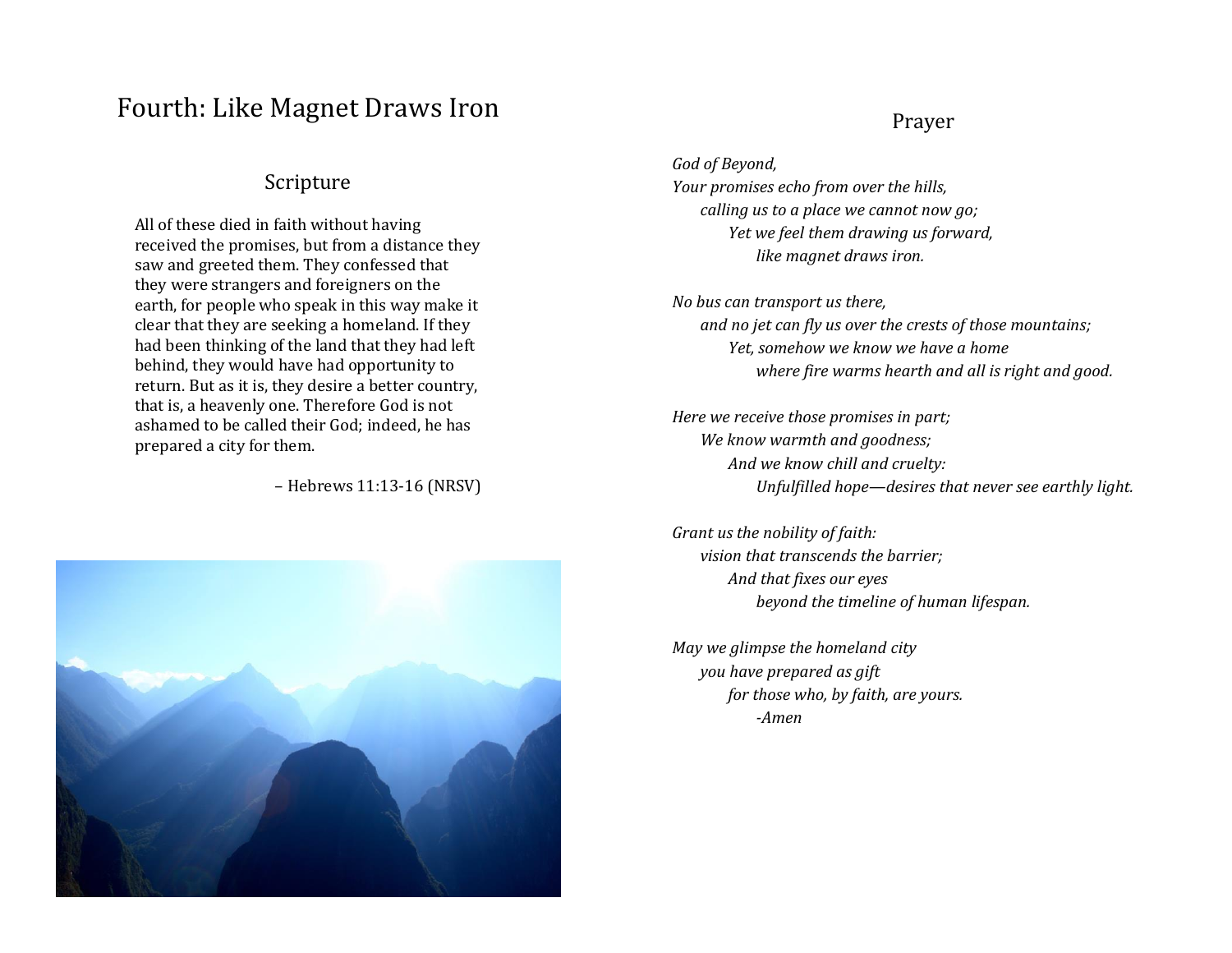# Fourth: Like Magnet Draws Iron

## Scripture

All of these died in faith without having received the promises, but from a distance they saw and greeted them. They confessed that they were strangers and foreigners on the earth, for people who speak in this way make it clear that they are seeking a homeland. If they had been thinking of the land that they had left behind, they would have had opportunity to return. But as it is, they desire a better country, that is, a heavenly one. Therefore God is not ashamed to be called their God; indeed, he has prepared a city for them.

– Hebrews 11:13-16 (NRSV)

## Prayer

*God of Beyond,*
*Your promises echo from over the hills,*
*calling us to a place we cannot now go;*
*Yet we feel them drawing us forward,*
*like magnet draws iron.*

*No bus can transport us there,*
*and no jet can fly us over the crests of those mountains;*
*Yet, somehow we know we have a home*
*where fire warms hearth and all is right and good.*

*Here we receive those promises in part;*
*We know warmth and goodness;*
*And we know chill and cruelty:*
*Unfulfilled hope—desires that never see earthly light.*

*Grant us the nobility of faith:*
*vision that transcends the barrier;*
*And that fixes our eyes*
*beyond the timeline of human lifespan.*

*May we glimpse the homeland city*
*you have prepared as gift*
*for those who, by faith, are yours.*
*-Amen*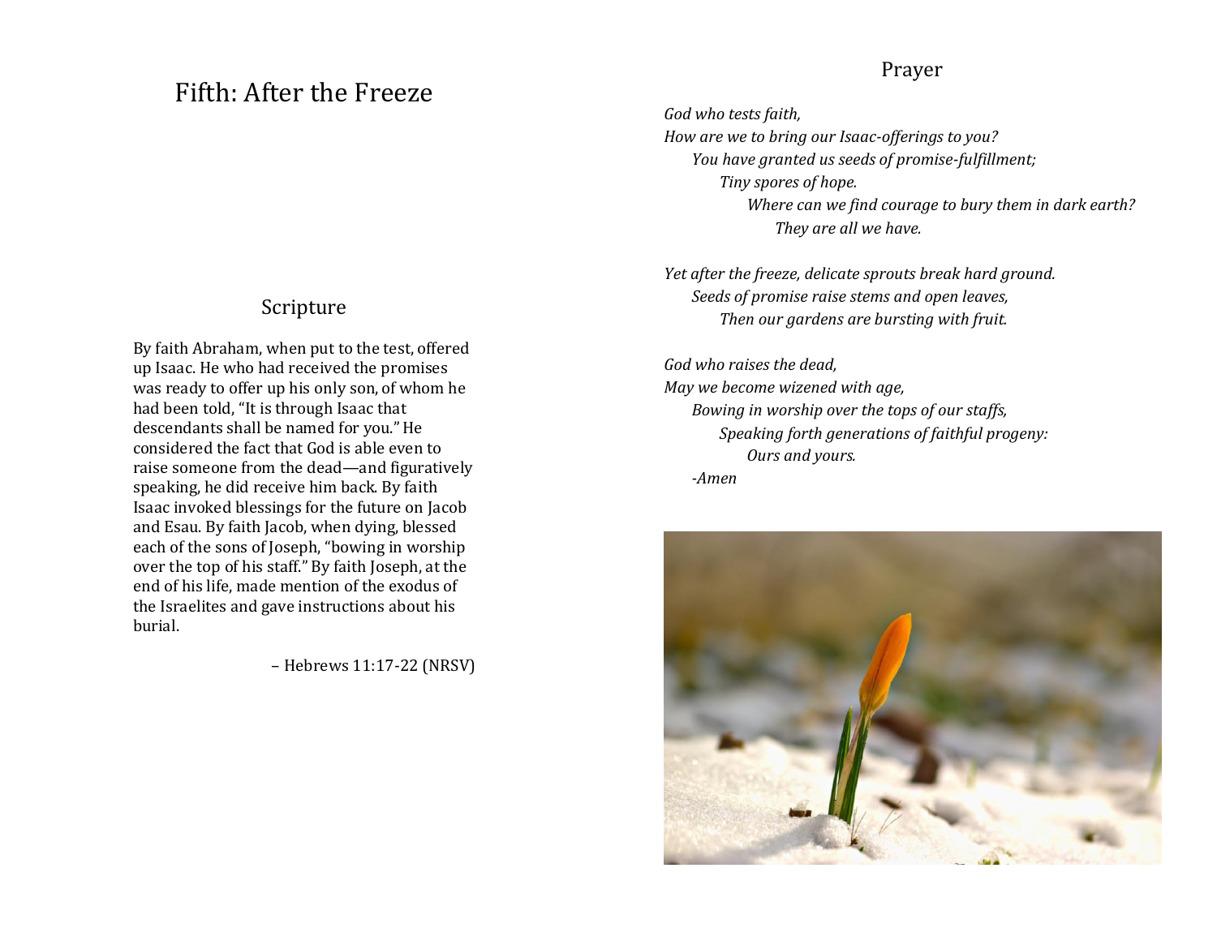# Fifth: After the Freeze

## Scripture

By faith Abraham, when put to the test, offered up Isaac. He who had received the promises was ready to offer up his only son, of whom he had been told, "It is through Isaac that descendants shall be named for you." He considered the fact that God is able even to raise someone from the dead—and figuratively speaking, he did receive him back. By faith Isaac invoked blessings for the future on Jacob and Esau. By faith Jacob, when dying, blessed each of the sons of Joseph, "bowing in worship over the top of his staff." By faith Joseph, at the end of his life, made mention of the exodus of the Israelites and gave instructions about his burial.

– Hebrews 11:17-22 (NRSV)

## Prayer

*God who tests faith,*
*How are we to bring our Isaac-offerings to you?*
*You have granted us seeds of promise-fulfillment;*
*Tiny spores of hope.*
*Where can we find courage to bury them in dark earth?*
*They are all we have.*

*Yet after the freeze, delicate sprouts break hard ground.*
*Seeds of promise raise stems and open leaves,*
*Then our gardens are bursting with fruit.*

*God who raises the dead,*
*May we become wizened with age,*
*Bowing in worship over the tops of our staffs,*
*Speaking forth generations of faithful progeny:*
*Ours and yours.*
*-Amen*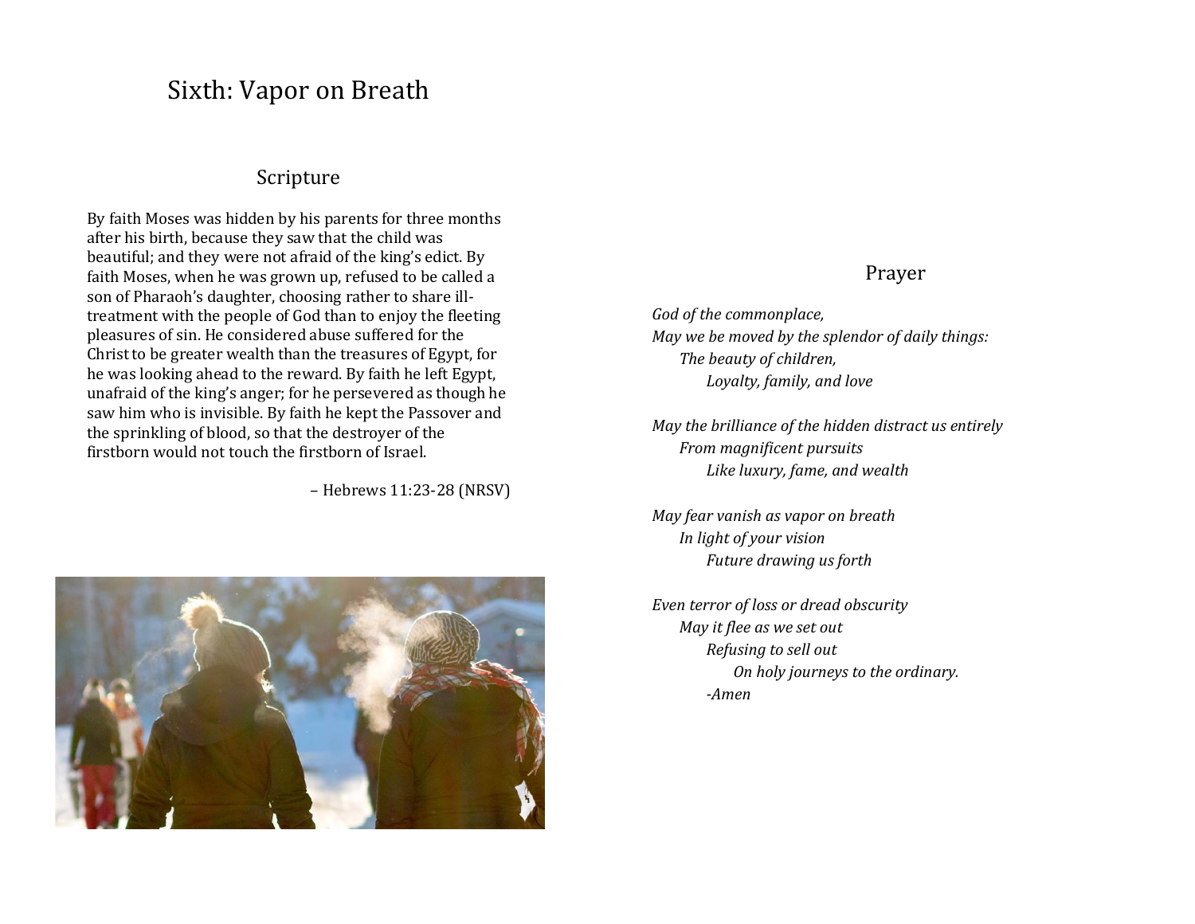# Sixth: Vapor on Breath

## Scripture

By faith Moses was hidden by his parents for three months after his birth, because they saw that the child was beautiful; and they were not afraid of the king's edict. By faith Moses, when he was grown up, refused to be called a son of Pharaoh's daughter, choosing rather to share ill-treatment with the people of God than to enjoy the fleeting pleasures of sin. He considered abuse suffered for the Christ to be greater wealth than the treasures of Egypt, for he was looking ahead to the reward. By faith he left Egypt, unafraid of the king's anger; for he persevered as though he saw him who is invisible. By faith he kept the Passover and the sprinkling of blood, so that the destroyer of the firstborn would not touch the firstborn of Israel.

– Hebrews 11:23-28 (NRSV)

## Prayer

*God of the commonplace,*
*May we be moved by the splendor of daily things:*
*The beauty of children,*
*Loyalty, family, and love*

*May the brilliance of the hidden distract us entirely*
*From magnificent pursuits*
*Like luxury, fame, and wealth*

*May fear vanish as vapor on breath*
*In light of your vision*
*Future drawing us forth*

*Even terror of loss or dread obscurity*
*May it flee as we set out*
*Refusing to sell out*
*On holy journeys to the ordinary.*
*-Amen*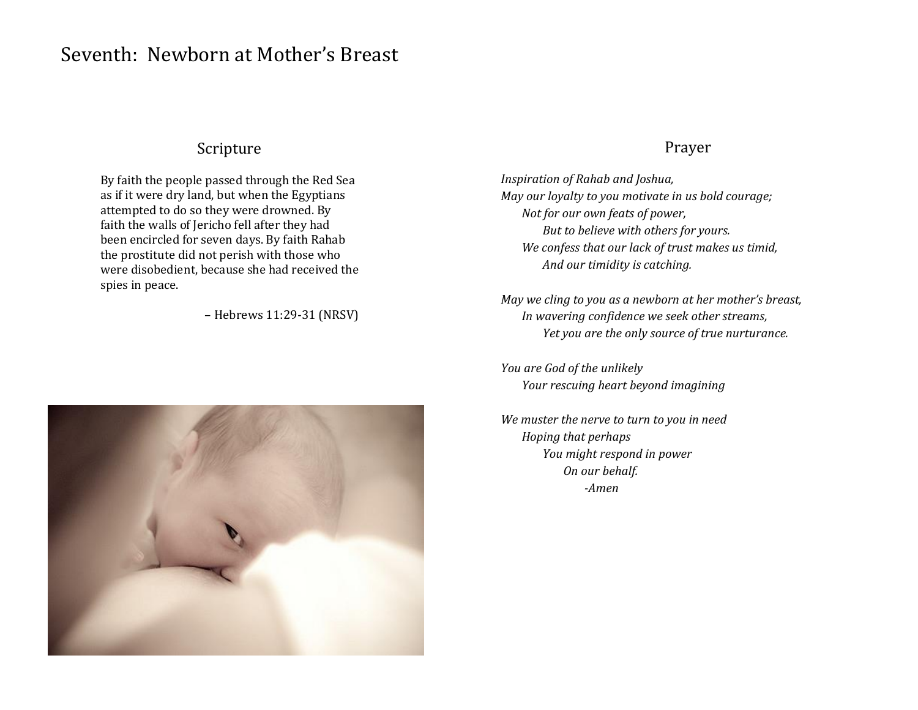# Seventh: Newborn at Mother's Breast

## Scripture

By faith the people passed through the Red Sea as if it were dry land, but when the Egyptians attempted to do so they were drowned. By faith the walls of Jericho fell after they had been encircled for seven days. By faith Rahab the prostitute did not perish with those who were disobedient, because she had received the spies in peace.

– Hebrews 11:29-31 (NRSV)

## Prayer

*Inspiration of Rahab and Joshua,*
*May our loyalty to you motivate in us bold courage;*
*Not for our own feats of power,*
*But to believe with others for yours.*
*We confess that our lack of trust makes us timid,*
*And our timidity is catching.*

*May we cling to you as a newborn at her mother's breast,*
*In wavering confidence we seek other streams,*
*Yet you are the only source of true nurturance.*

*You are God of the unlikely*
*Your rescuing heart beyond imagining*

*We muster the nerve to turn to you in need*
*Hoping that perhaps*
*You might respond in power*
*On our behalf.*
*-Amen*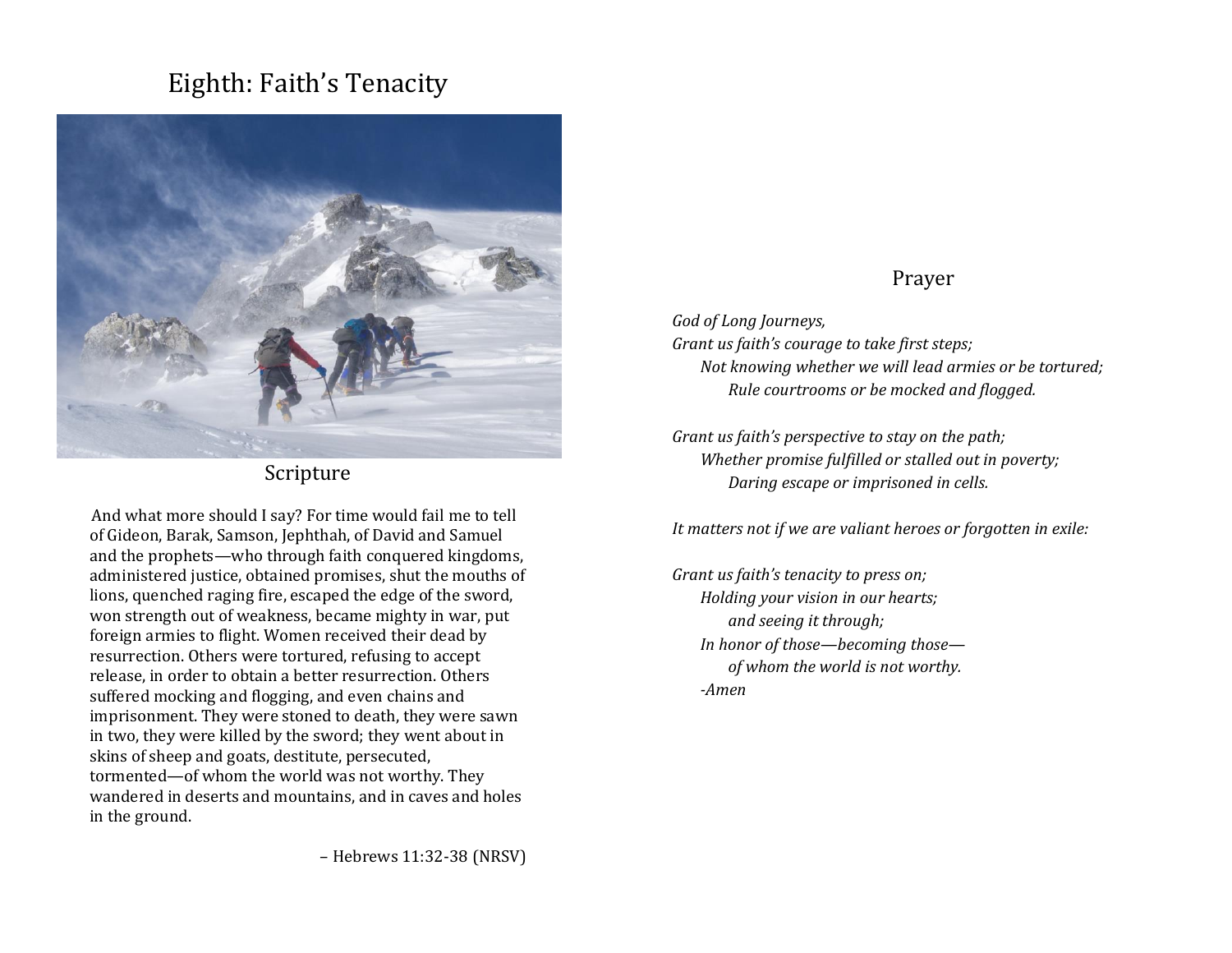# Eighth: Faith's Tenacity

## Scripture

And what more should I say? For time would fail me to tell of Gideon, Barak, Samson, Jephthah, of David and Samuel and the prophets—who through faith conquered kingdoms, administered justice, obtained promises, shut the mouths of lions, quenched raging fire, escaped the edge of the sword, won strength out of weakness, became mighty in war, put foreign armies to flight. Women received their dead by resurrection. Others were tortured, refusing to accept release, in order to obtain a better resurrection. Others suffered mocking and flogging, and even chains and imprisonment. They were stoned to death, they were sawn in two, they were killed by the sword; they went about in skins of sheep and goats, destitute, persecuted, tormented—of whom the world was not worthy. They wandered in deserts and mountains, and in caves and holes in the ground.

– Hebrews 11:32-38 (NRSV)

## Prayer

*God of Long Journeys,*
*Grant us faith's courage to take first steps;*
*Not knowing whether we will lead armies or be tortured;*
*Rule courtrooms or be mocked and flogged.*

*Grant us faith's perspective to stay on the path;*
*Whether promise fulfilled or stalled out in poverty;*
*Daring escape or imprisoned in cells.*

*It matters not if we are valiant heroes or forgotten in exile:*

*Grant us faith's tenacity to press on;*
*Holding your vision in our hearts;*
*and seeing it through;*
*In honor of those—becoming those—*
*of whom the world is not worthy.*
*-Amen*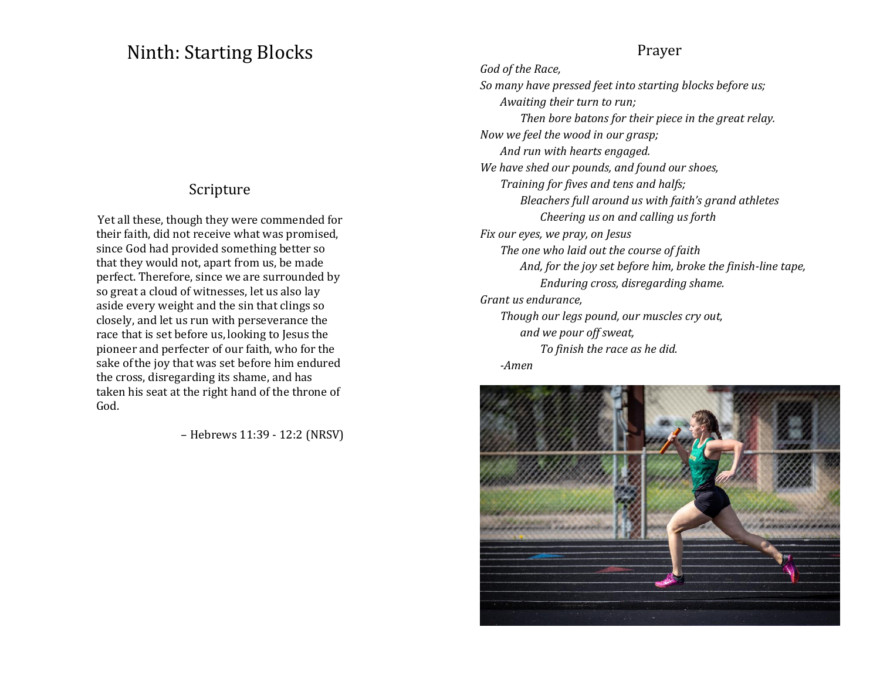# Ninth: Starting Blocks

## Scripture

Yet all these, though they were commended for their faith, did not receive what was promised, since God had provided something better so that they would not, apart from us, be made perfect. Therefore, since we are surrounded by so great a cloud of witnesses, let us also lay aside every weight and the sin that clings so closely, and let us run with perseverance the race that is set before us, looking to Jesus the pioneer and perfecter of our faith, who for the sake of the joy that was set before him endured the cross, disregarding its shame, and has taken his seat at the right hand of the throne of God.

– Hebrews 11:39 - 12:2 (NRSV)

## Prayer

*God of the Race,*
*So many have pressed feet into starting blocks before us;*
*Awaiting their turn to run;*
*Then bore batons for their piece in the great relay.*
*Now we feel the wood in our grasp;*
*And run with hearts engaged.*
*We have shed our pounds, and found our shoes,*
*Training for fives and tens and halfs;*
*Bleachers full around us with faith's grand athletes*
*Cheering us on and calling us forth*
*Fix our eyes, we pray, on Jesus*
*The one who laid out the course of faith*
*And, for the joy set before him, broke the finish-line tape,*
*Enduring cross, disregarding shame.*
*Grant us endurance,*
*Though our legs pound, our muscles cry out,*
*and we pour off sweat,*
*To finish the race as he did.*
*-Amen*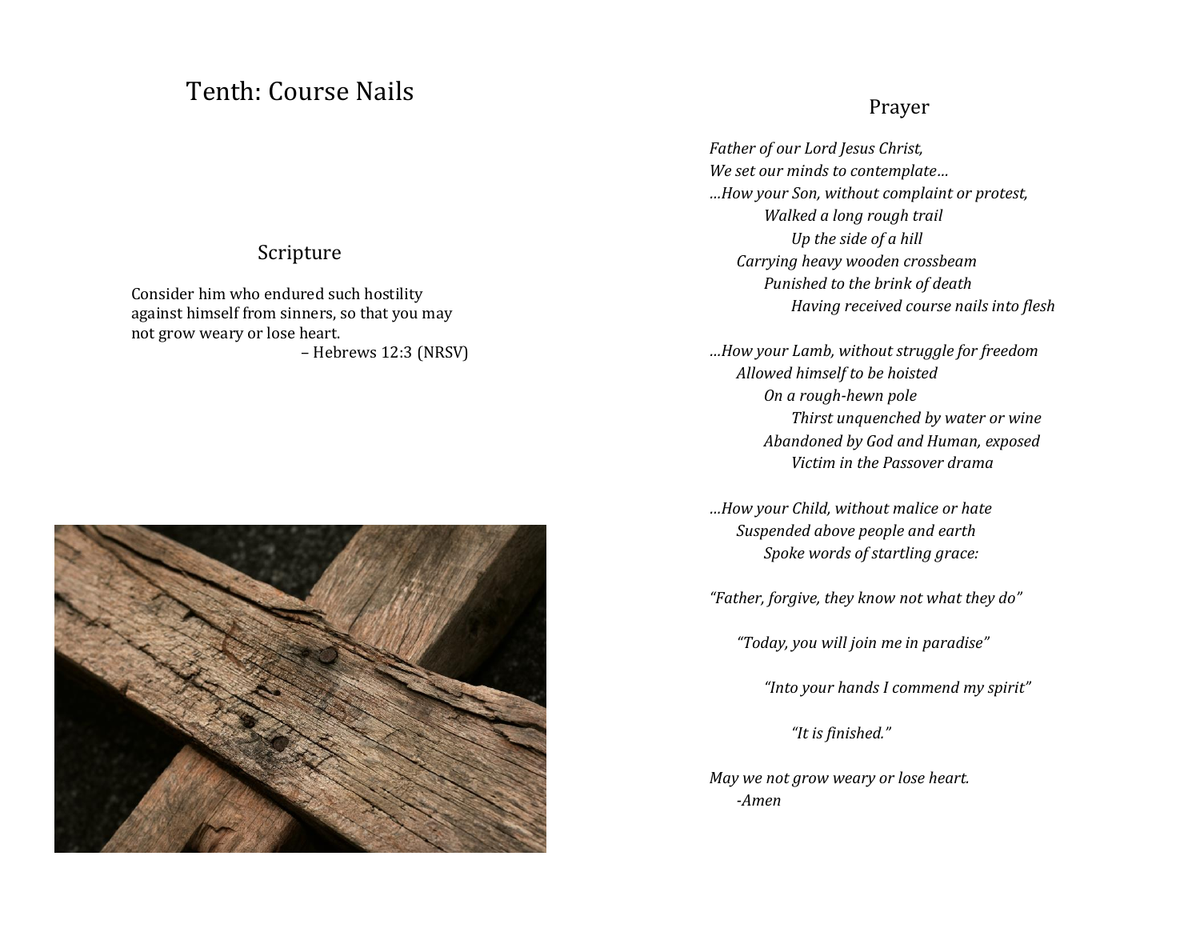# Tenth: Course Nails

## Scripture

Consider him who endured such hostility against himself from sinners, so that you may not grow weary or lose heart.
– Hebrews 12:3 (NRSV)

## Prayer

*Father of our Lord Jesus Christ,*
*We set our minds to contemplate…*
*…How your Son, without complaint or protest,*
*Walked a long rough trail*
*Up the side of a hill*
*Carrying heavy wooden crossbeam*
*Punished to the brink of death*
*Having received course nails into flesh*

*…How your Lamb, without struggle for freedom*
*Allowed himself to be hoisted*
*On a rough-hewn pole*
*Thirst unquenched by water or wine*
*Abandoned by God and Human, exposed*
*Victim in the Passover drama*

*…How your Child, without malice or hate*
*Suspended above people and earth*
*Spoke words of startling grace:*

*"Father, forgive, they know not what they do"*

*"Today, you will join me in paradise"*

*"Into your hands I commend my spirit"*

*"It is finished."*

*May we not grow weary or lose heart.*
*-Amen*